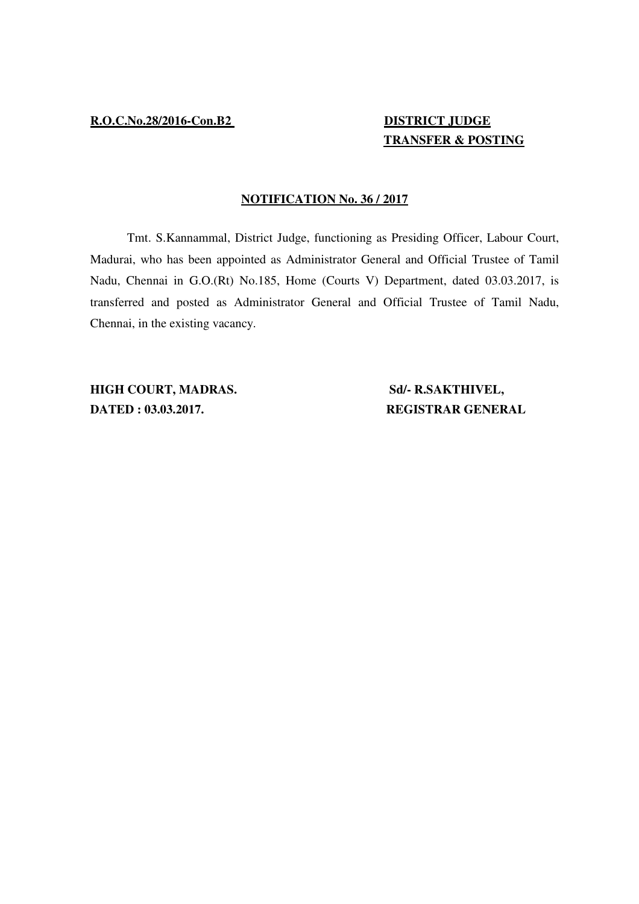**R.O.C.No.28/2016-Con.B2**

**DISTRICT JUDGE**
**TRANSFER & POSTING**

**NOTIFICATION No. 36 / 2017**

Tmt. S.Kannammal, District Judge, functioning as Presiding Officer, Labour Court, Madurai, who has been appointed as Administrator General and Official Trustee of Tamil Nadu, Chennai in G.O.(Rt) No.185, Home (Courts V) Department, dated 03.03.2017, is transferred and posted as Administrator General and Official Trustee of Tamil Nadu, Chennai, in the existing vacancy.

**HIGH COURT, MADRAS.**
**DATED : 03.03.2017.**

**Sd/- R.SAKTHIVEL,**
**REGISTRAR GENERAL**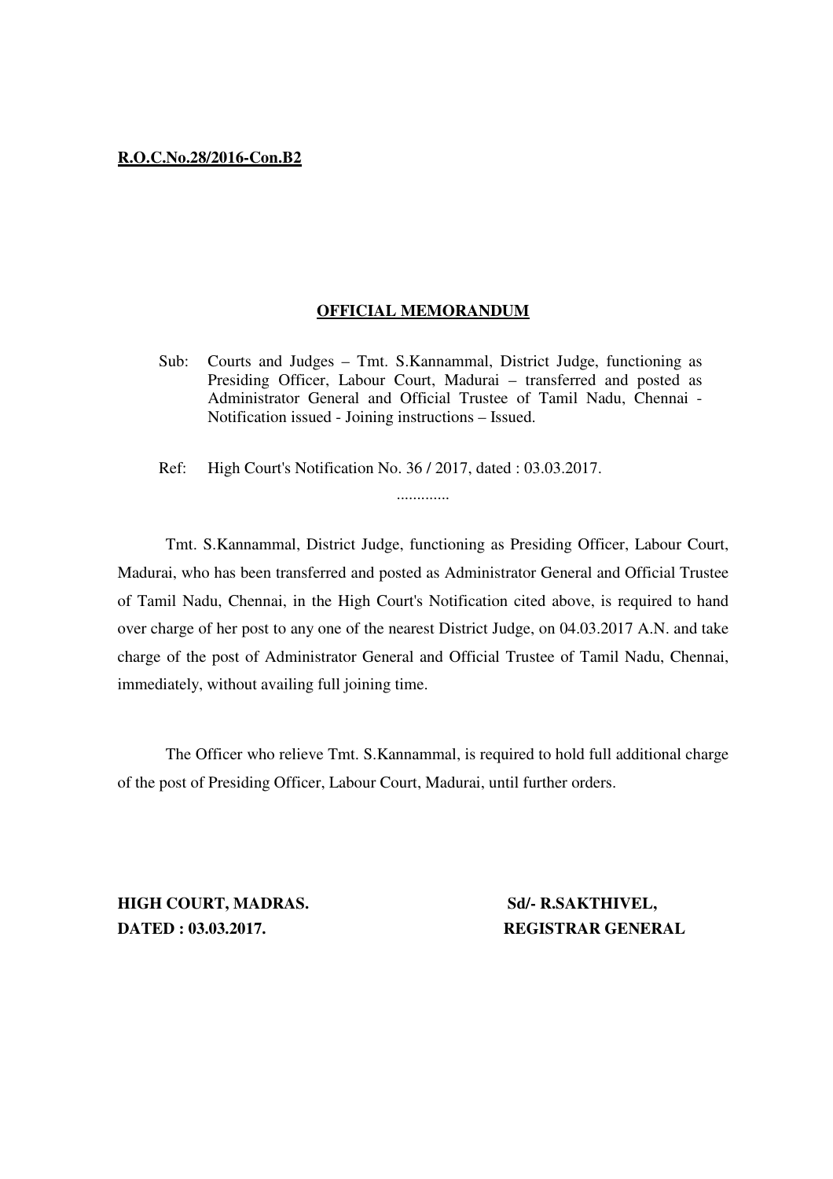**R.O.C.No.28/2016-Con.B2**

## OFFICIAL MEMORANDUM

Sub: Courts and Judges – Tmt. S.Kannammal, District Judge, functioning as Presiding Officer, Labour Court, Madurai – transferred and posted as Administrator General and Official Trustee of Tamil Nadu, Chennai - Notification issued - Joining instructions – Issued.

Ref: High Court's Notification No. 36 / 2017, dated : 03.03.2017.

.............

Tmt. S.Kannammal, District Judge, functioning as Presiding Officer, Labour Court, Madurai, who has been transferred and posted as Administrator General and Official Trustee of Tamil Nadu, Chennai, in the High Court's Notification cited above, is required to hand over charge of her post to any one of the nearest District Judge, on 04.03.2017 A.N. and take charge of the post of Administrator General and Official Trustee of Tamil Nadu, Chennai, immediately, without availing full joining time.

The Officer who relieve Tmt. S.Kannammal, is required to hold full additional charge of the post of Presiding Officer, Labour Court, Madurai, until further orders.

**HIGH COURT, MADRAS.**
**DATED : 03.03.2017.**

**Sd/- R.SAKTHIVEL,**
**REGISTRAR GENERAL**